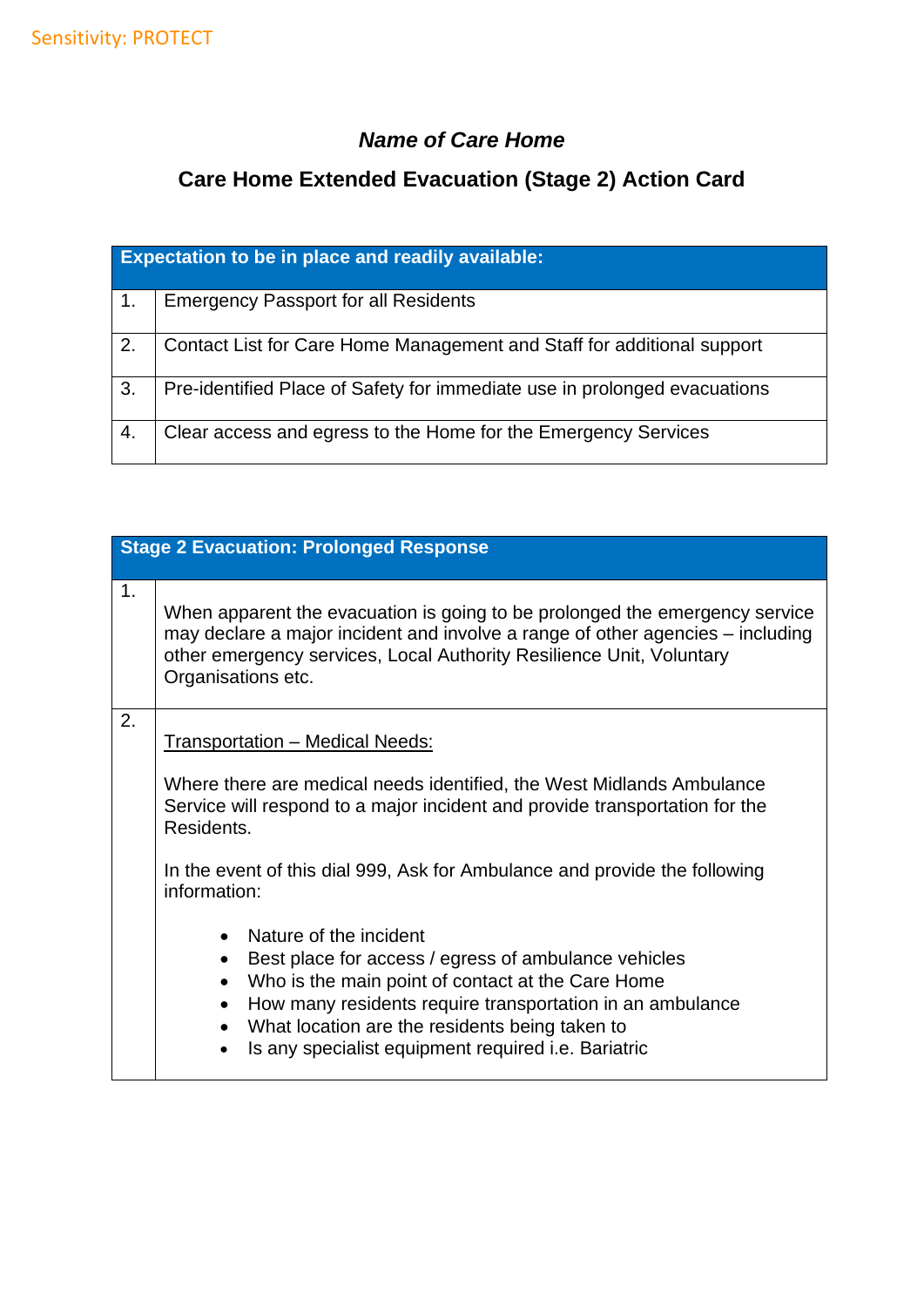Sensitivity: PROTECT

### *Name of Care Home*

### Care Home Extended Evacuation (Stage 2) Action Card

| **Expectation to be in place and readily available:** | |
|---|---|
| 1. | Emergency Passport for all Residents |
| 2. | Contact List for Care Home Management and Staff for additional support |
| 3. | Pre-identified Place of Safety for immediate use in prolonged evacuations |
| 4. | Clear access and egress to the Home for the Emergency Services |

| **Stage 2 Evacuation: Prolonged Response** | |
|---|---|
| 1. | When apparent the evacuation is going to be prolonged the emergency service may declare a major incident and involve a range of other agencies – including other emergency services, Local Authority Resilience Unit, Voluntary Organisations etc. |
| 2. | <u>Transportation – Medical Needs:</u><br><br>Where there are medical needs identified, the West Midlands Ambulance Service will respond to a major incident and provide transportation for the Residents.<br><br>In the event of this dial 999, Ask for Ambulance and provide the following information:<br><br>• Nature of the incident<br>• Best place for access / egress of ambulance vehicles<br>• Who is the main point of contact at the Care Home<br>• How many residents require transportation in an ambulance<br>• What location are the residents being taken to<br>• Is any specialist equipment required i.e. Bariatric |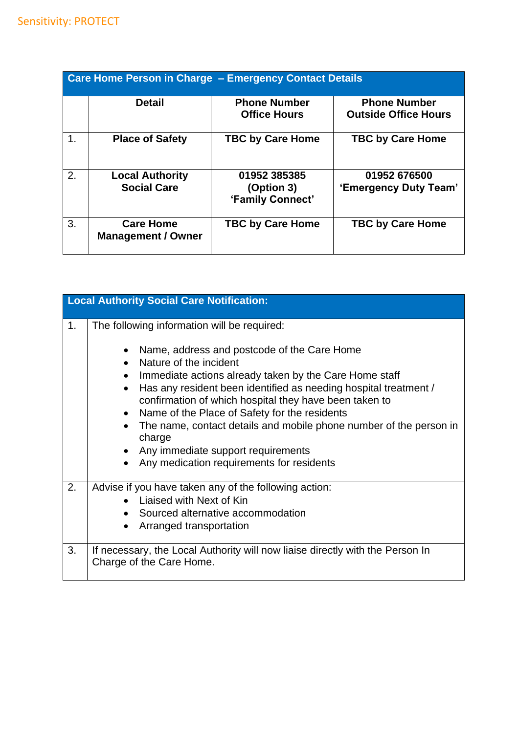Sensitivity: PROTECT

| Care Home Person in Charge – Emergency Contact Details | | | |
|---|---|---|---|
| | **Detail** | **Phone Number Office Hours** | **Phone Number Outside Office Hours** |
| 1. | **Place of Safety** | **TBC by Care Home** | **TBC by Care Home** |
| 2. | **Local Authority Social Care** | **01952 385385 (Option 3) ‘Family Connect’** | **01952 676500 ‘Emergency Duty Team’** |
| 3. | **Care Home Management / Owner** | **TBC by Care Home** | **TBC by Care Home** |

| Local Authority Social Care Notification: | |
|---|---|
| 1. | The following information will be required:<br><br>• Name, address and postcode of the Care Home<br>• Nature of the incident<br>• Immediate actions already taken by the Care Home staff<br>• Has any resident been identified as needing hospital treatment / confirmation of which hospital they have been taken to<br>• Name of the Place of Safety for the residents<br>• The name, contact details and mobile phone number of the person in charge<br>• Any immediate support requirements<br>• Any medication requirements for residents |
| 2. | Advise if you have taken any of the following action:<br>• Liaised with Next of Kin<br>• Sourced alternative accommodation<br>• Arranged transportation |
| 3. | If necessary, the Local Authority will now liaise directly with the Person In Charge of the Care Home. |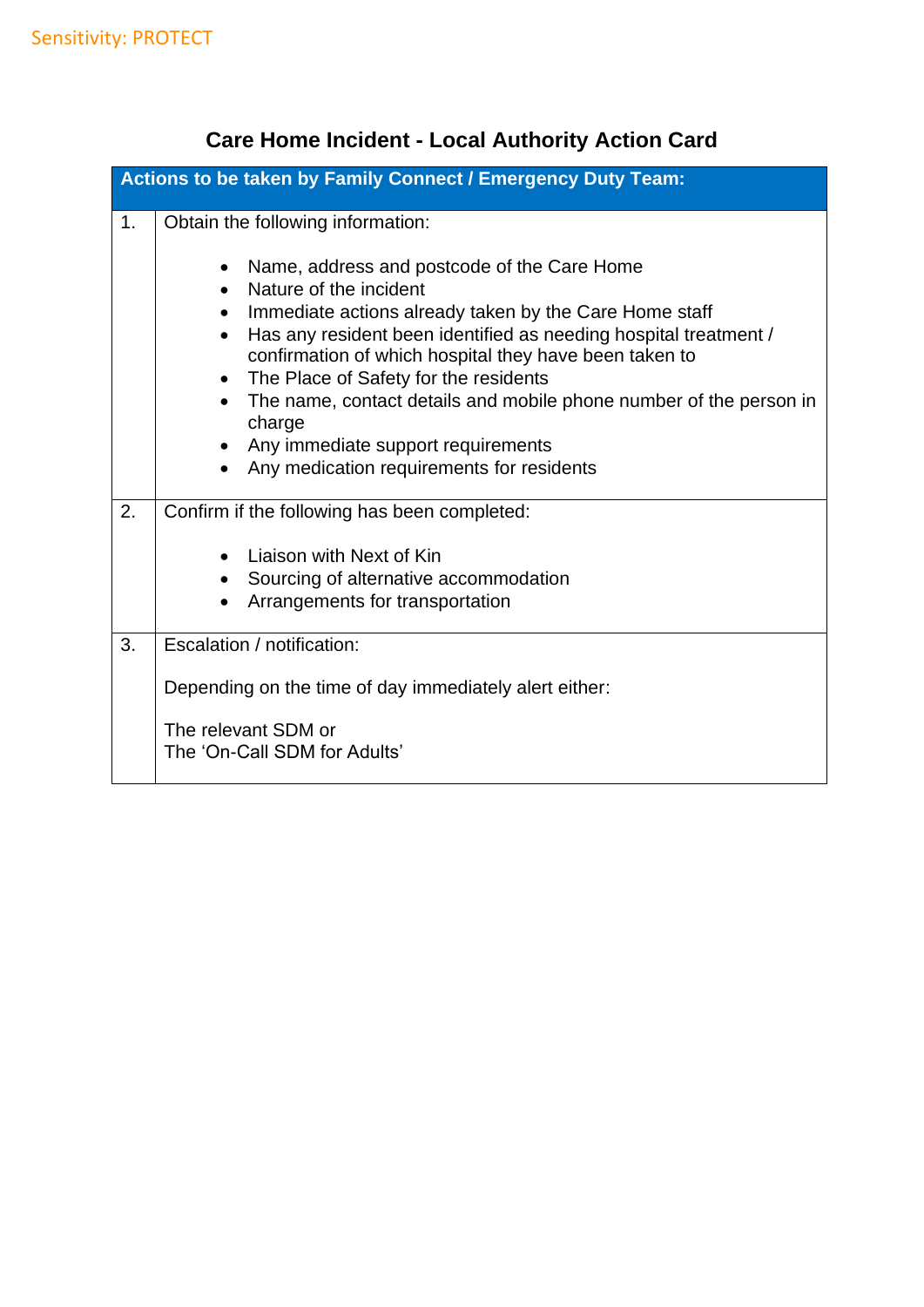# Care Home Incident - Local Authority Action Card

| Actions to be taken by Family Connect / Emergency Duty Team: | |
|---|---|
| 1. | Obtain the following information:<br><br>• Name, address and postcode of the Care Home<br>• Nature of the incident<br>• Immediate actions already taken by the Care Home staff<br>• Has any resident been identified as needing hospital treatment / confirmation of which hospital they have been taken to<br>• The Place of Safety for the residents<br>• The name, contact details and mobile phone number of the person in charge<br>• Any immediate support requirements<br>• Any medication requirements for residents |
| 2. | Confirm if the following has been completed:<br><br>• Liaison with Next of Kin<br>• Sourcing of alternative accommodation<br>• Arrangements for transportation |
| 3. | Escalation / notification:<br><br>Depending on the time of day immediately alert either:<br><br>The relevant SDM or<br>The 'On-Call SDM for Adults' |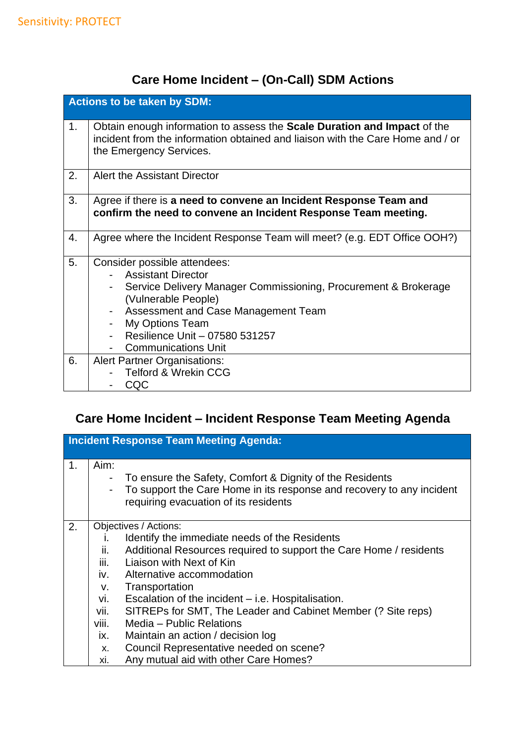Sensitivity: PROTECT

## Care Home Incident – (On-Call) SDM Actions

| Actions to be taken by SDM: | |
|---|---|
| 1. | Obtain enough information to assess the **Scale Duration and Impact** of the incident from the information obtained and liaison with the Care Home and / or the Emergency Services. |
| 2. | Alert the Assistant Director |
| 3. | Agree if there is **a need to convene an Incident Response Team and confirm the need to convene an Incident Response Team meeting.** |
| 4. | Agree where the Incident Response Team will meet? (e.g. EDT Office OOH?) |
| 5. | Consider possible attendees:<br>- Assistant Director<br>- Service Delivery Manager Commissioning, Procurement & Brokerage (Vulnerable People)<br>- Assessment and Case Management Team<br>- My Options Team<br>- Resilience Unit – 07580 531257<br>- Communications Unit |
| 6. | Alert Partner Organisations:<br>- Telford & Wrekin CCG<br>- CQC |

## Care Home Incident – Incident Response Team Meeting Agenda

| Incident Response Team Meeting Agenda: | |
|---|---|
| 1. | Aim:<br>- To ensure the Safety, Comfort & Dignity of the Residents<br>- To support the Care Home in its response and recovery to any incident requiring evacuation of its residents |
| 2. | Objectives / Actions:<br>i. Identify the immediate needs of the Residents<br>ii. Additional Resources required to support the Care Home / residents<br>iii. Liaison with Next of Kin<br>iv. Alternative accommodation<br>v. Transportation<br>vi. Escalation of the incident – i.e. Hospitalisation.<br>vii. SITREPs for SMT, The Leader and Cabinet Member (? Site reps)<br>viii. Media – Public Relations<br>ix. Maintain an action / decision log<br>x. Council Representative needed on scene?<br>xi. Any mutual aid with other Care Homes? |